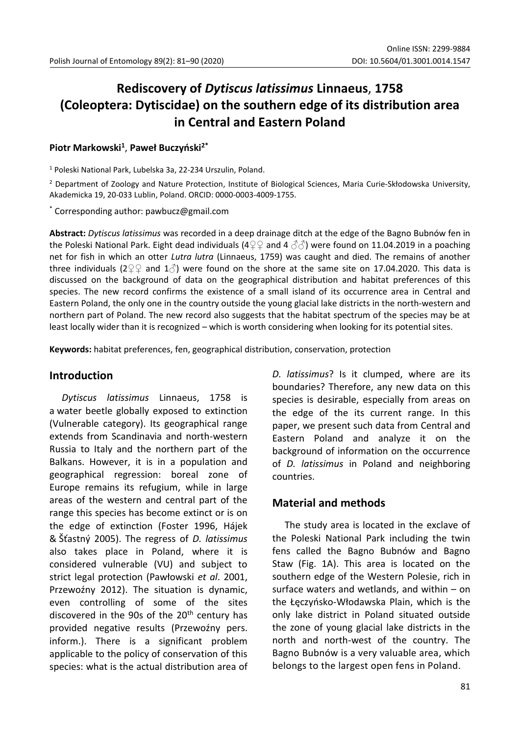# Rediscovery of *Dytiscus latissimus* Linnaeus, 1758 (Coleoptera: Dytiscidae) on the southern edge of its distribution area in Central and Eastern Poland

**Piotr Markowski[1], Paweł Buczyński[2*]**

[1] Poleski National Park, Lubelska 3a, 22-234 Urszulin, Poland.

[2] Department of Zoology and Nature Protection, Institute of Biological Sciences, Maria Curie-Skłodowska University, Akademicka 19, 20-033 Lublin, Poland. ORCID: 0000-0003-4009-1755.

[*] Corresponding author: pawbucz@gmail.com

**Abstract:** *Dytiscus latissimus* was recorded in a deep drainage ditch at the edge of the Bagno Bubnów fen in the Poleski National Park. Eight dead individuals (4♀♀ and 4 ♂♂) were found on 11.04.2019 in a poaching net for fish in which an otter *Lutra lutra* (Linnaeus, 1759) was caught and died. The remains of another three individuals (2♀♀ and 1♂) were found on the shore at the same site on 17.04.2020. This data is discussed on the background of data on the geographical distribution and habitat preferences of this species. The new record confirms the existence of a small island of its occurrence area in Central and Eastern Poland, the only one in the country outside the young glacial lake districts in the north-western and northern part of Poland. The new record also suggests that the habitat spectrum of the species may be at least locally wider than it is recognized – which is worth considering when looking for its potential sites.

**Keywords:** habitat preferences, fen, geographical distribution, conservation, protection

## Introduction

*Dytiscus latissimus* Linnaeus, 1758 is a water beetle globally exposed to extinction (Vulnerable category). Its geographical range extends from Scandinavia and north-western Russia to Italy and the northern part of the Balkans. However, it is in a population and geographical regression: boreal zone of Europe remains its refugium, while in large areas of the western and central part of the range this species has become extinct or is on the edge of extinction (Foster 1996, Hájek & Šťastný 2005). The regress of *D. latissimus* also takes place in Poland, where it is considered vulnerable (VU) and subject to strict legal protection (Pawłowski *et al*. 2001, Przewoźny 2012). The situation is dynamic, even controlling of some of the sites discovered in the 90s of the 20th century has provided negative results (Przewoźny pers. inform.). There is a significant problem applicable to the policy of conservation of this species: what is the actual distribution area of *D. latissimus*? Is it clumped, where are its boundaries? Therefore, any new data on this species is desirable, especially from areas on the edge of the its current range. In this paper, we present such data from Central and Eastern Poland and analyze it on the background of information on the occurrence of *D. latissimus* in Poland and neighboring countries.

## Material and methods

The study area is located in the exclave of the Poleski National Park including the twin fens called the Bagno Bubnów and Bagno Staw (Fig. 1A). This area is located on the southern edge of the Western Polesie, rich in surface waters and wetlands, and within – on the Łęczyńsko-Włodawska Plain, which is the only lake district in Poland situated outside the zone of young glacial lake districts in the north and north-west of the country. The Bagno Bubnów is a very valuable area, which belongs to the largest open fens in Poland.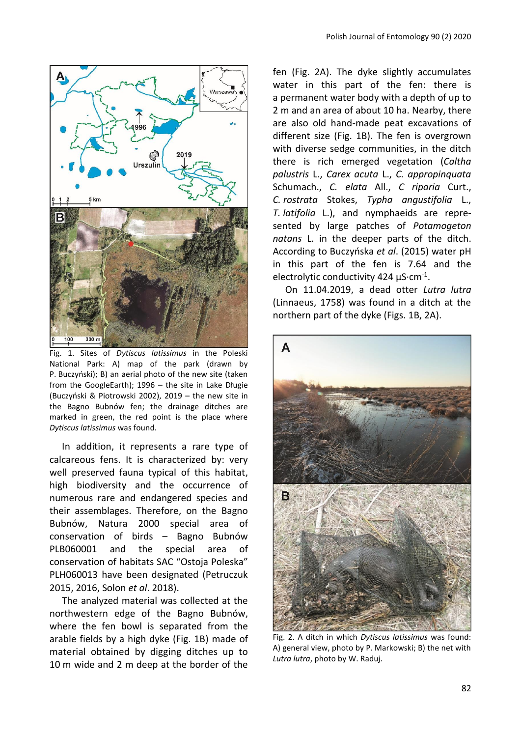Fig. 1. Sites of *Dytiscus latissimus* in the Poleski National Park: A) map of the park (drawn by P. Buczyński); B) an aerial photo of the new site (taken from the GoogleEarth); 1996 – the site in Lake Długie (Buczyński & Piotrowski 2002), 2019 – the new site in the Bagno Bubnów fen; the drainage ditches are marked in green, the red point is the place where *Dytiscus latissimus* was found.

In addition, it represents a rare type of calcareous fens. It is characterized by: very well preserved fauna typical of this habitat, high biodiversity and the occurrence of numerous rare and endangered species and their assemblages. Therefore, on the Bagno Bubnów, Natura 2000 special area of conservation of birds – Bagno Bubnów PLB060001 and the special area of conservation of habitats SAC "Ostoja Poleska" PLH060013 have been designated (Petruczuk 2015, 2016, Solon *et al*. 2018).

The analyzed material was collected at the northwestern edge of the Bagno Bubnów, where the fen bowl is separated from the arable fields by a high dyke (Fig. 1B) made of material obtained by digging ditches up to 10 m wide and 2 m deep at the border of the fen (Fig. 2A). The dyke slightly accumulates water in this part of the fen: there is a permanent water body with a depth of up to 2 m and an area of about 10 ha. Nearby, there are also old hand-made peat excavations of different size (Fig. 1B). The fen is overgrown with diverse sedge communities, in the ditch there is rich emerged vegetation (*Caltha palustris* L., *Carex acuta* L., *C. appropinquata* Schumach., *C. elata* All., *C riparia* Curt., *C. rostrata* Stokes, *Typha angustifolia* L., *T. latifolia* L.), and nymphaeids are represented by large patches of *Potamogeton natans* L. in the deeper parts of the ditch. According to Buczyńska *et al*. (2015) water pH in this part of the fen is 7.64 and the electrolytic conductivity 424 μS·cm$^{-1}$.

On 11.04.2019, a dead otter *Lutra lutra* (Linnaeus, 1758) was found in a ditch at the northern part of the dyke (Figs. 1B, 2A).

Fig. 2. A ditch in which *Dytiscus latissimus* was found: A) general view, photo by P. Markowski; B) the net with *Lutra lutra*, photo by W. Raduj.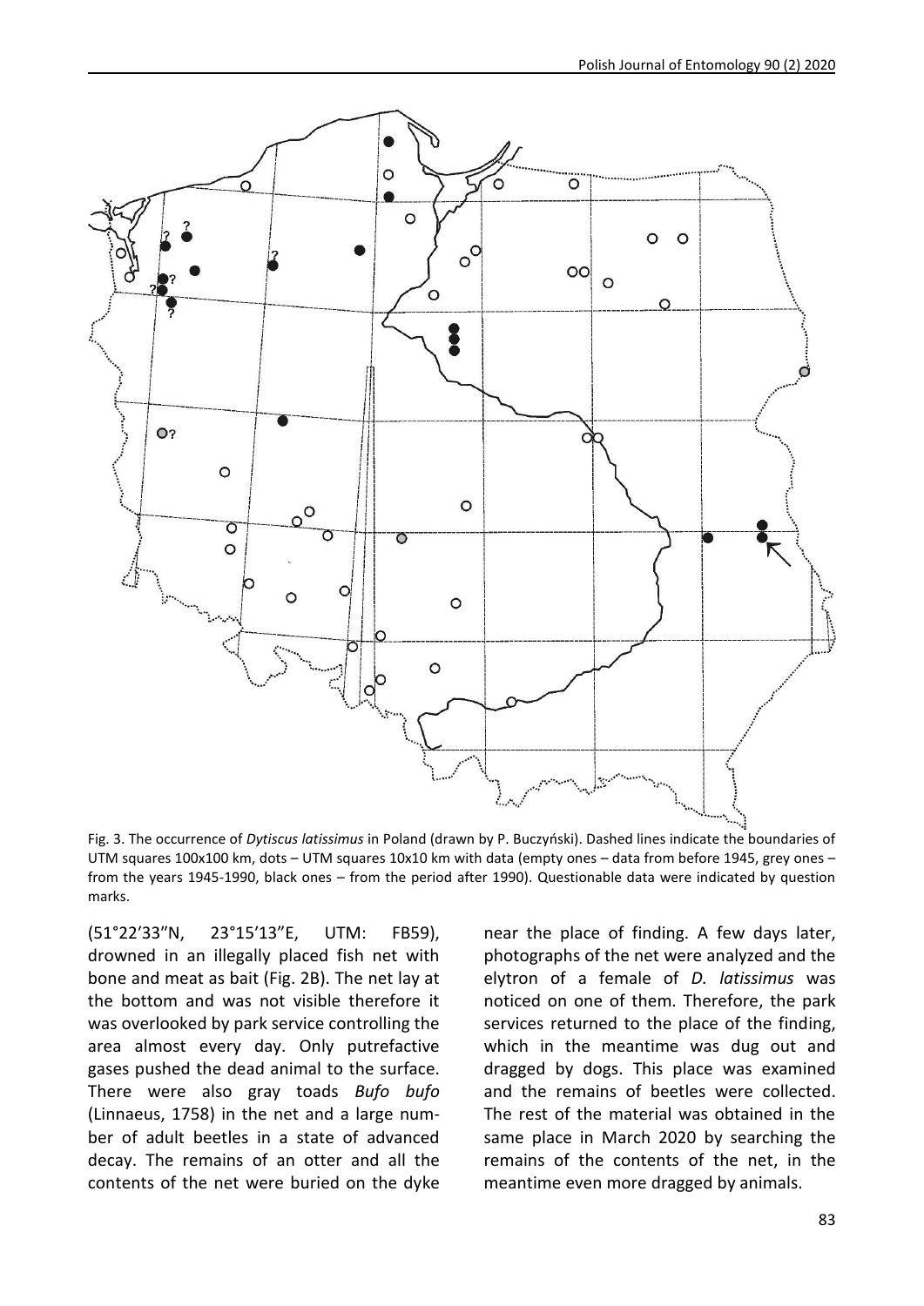Fig. 3. The occurrence of *Dytiscus latissimus* in Poland (drawn by P. Buczyński). Dashed lines indicate the boundaries of UTM squares 100x100 km, dots – UTM squares 10x10 km with data (empty ones – data from before 1945, grey ones – from the years 1945-1990, black ones – from the period after 1990). Questionable data were indicated by question marks.

(51°22'33"N, 23°15'13"E, UTM: FB59), drowned in an illegally placed fish net with bone and meat as bait (Fig. 2B). The net lay at the bottom and was not visible therefore it was overlooked by park service controlling the area almost every day. Only putrefactive gases pushed the dead animal to the surface. There were also gray toads *Bufo bufo* (Linnaeus, 1758) in the net and a large number of adult beetles in a state of advanced decay. The remains of an otter and all the contents of the net were buried on the dyke near the place of finding. A few days later, photographs of the net were analyzed and the elytron of a female of *D. latissimus* was noticed on one of them. Therefore, the park services returned to the place of the finding, which in the meantime was dug out and dragged by dogs. This place was examined and the remains of beetles were collected. The rest of the material was obtained in the same place in March 2020 by searching the remains of the contents of the net, in the meantime even more dragged by animals.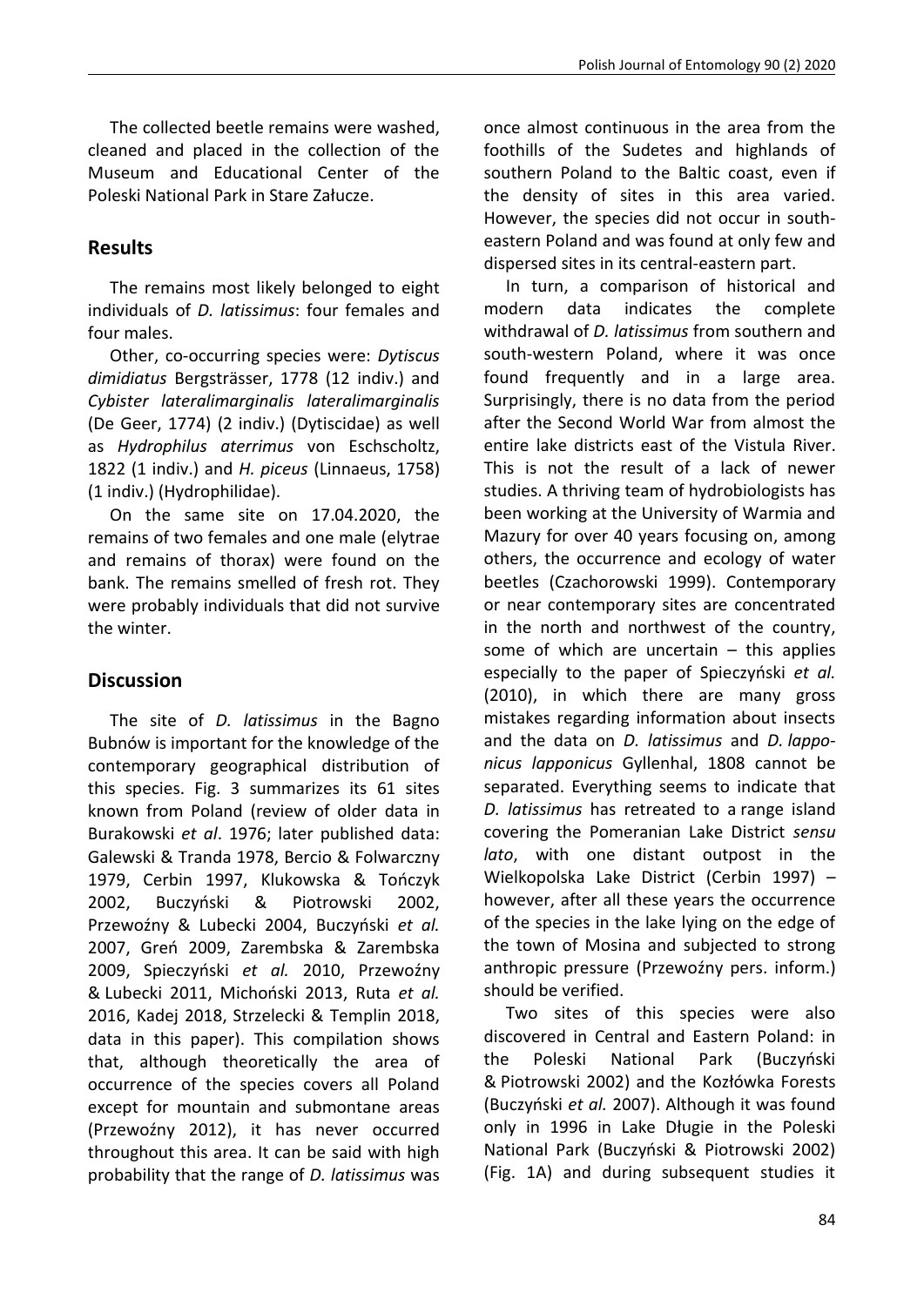The collected beetle remains were washed, cleaned and placed in the collection of the Museum and Educational Center of the Poleski National Park in Stare Załucze.

## Results

The remains most likely belonged to eight individuals of *D. latissimus*: four females and four males.

Other, co-occurring species were: *Dytiscus dimidiatus* Bergsträsser, 1778 (12 indiv.) and *Cybister lateralimarginalis lateralimarginalis* (De Geer, 1774) (2 indiv.) (Dytiscidae) as well as *Hydrophilus aterrimus* von Eschscholtz, 1822 (1 indiv.) and *H. piceus* (Linnaeus, 1758) (1 indiv.) (Hydrophilidae).

On the same site on 17.04.2020, the remains of two females and one male (elytrae and remains of thorax) were found on the bank. The remains smelled of fresh rot. They were probably individuals that did not survive the winter.

## Discussion

The site of *D. latissimus* in the Bagno Bubnów is important for the knowledge of the contemporary geographical distribution of this species. Fig. 3 summarizes its 61 sites known from Poland (review of older data in Burakowski *et al*. 1976; later published data: Galewski & Tranda 1978, Bercio & Folwarczny 1979, Cerbin 1997, Klukowska & Tończyk 2002, Buczyński & Piotrowski 2002, Przewoźny & Lubecki 2004, Buczyński *et al.* 2007, Greń 2009, Zarembska & Zarembska 2009, Spieczyński *et al.* 2010, Przewoźny & Lubecki 2011, Michoński 2013, Ruta *et al.* 2016, Kadej 2018, Strzelecki & Templin 2018, data in this paper). This compilation shows that, although theoretically the area of occurrence of the species covers all Poland except for mountain and submontane areas (Przewoźny 2012), it has never occurred throughout this area. It can be said with high probability that the range of *D. latissimus* was once almost continuous in the area from the foothills of the Sudetes and highlands of southern Poland to the Baltic coast, even if the density of sites in this area varied. However, the species did not occur in south-eastern Poland and was found at only few and dispersed sites in its central-eastern part.

In turn, a comparison of historical and modern data indicates the complete withdrawal of *D. latissimus* from southern and south-western Poland, where it was once found frequently and in a large area. Surprisingly, there is no data from the period after the Second World War from almost the entire lake districts east of the Vistula River. This is not the result of a lack of newer studies. A thriving team of hydrobiologists has been working at the University of Warmia and Mazury for over 40 years focusing on, among others, the occurrence and ecology of water beetles (Czachorowski 1999). Contemporary or near contemporary sites are concentrated in the north and northwest of the country, some of which are uncertain – this applies especially to the paper of Spieczyński *et al.* (2010), in which there are many gross mistakes regarding information about insects and the data on *D. latissimus* and *D. lapponicus lapponicus* Gyllenhal, 1808 cannot be separated. Everything seems to indicate that *D. latissimus* has retreated to a range island covering the Pomeranian Lake District *sensu lato*, with one distant outpost in the Wielkopolska Lake District (Cerbin 1997) – however, after all these years the occurrence of the species in the lake lying on the edge of the town of Mosina and subjected to strong anthropic pressure (Przewoźny pers. inform.) should be verified.

Two sites of this species were also discovered in Central and Eastern Poland: in the Poleski National Park (Buczyński & Piotrowski 2002) and the Kozłówka Forests (Buczyński *et al.* 2007). Although it was found only in 1996 in Lake Długie in the Poleski National Park (Buczyński & Piotrowski 2002) (Fig. 1A) and during subsequent studies it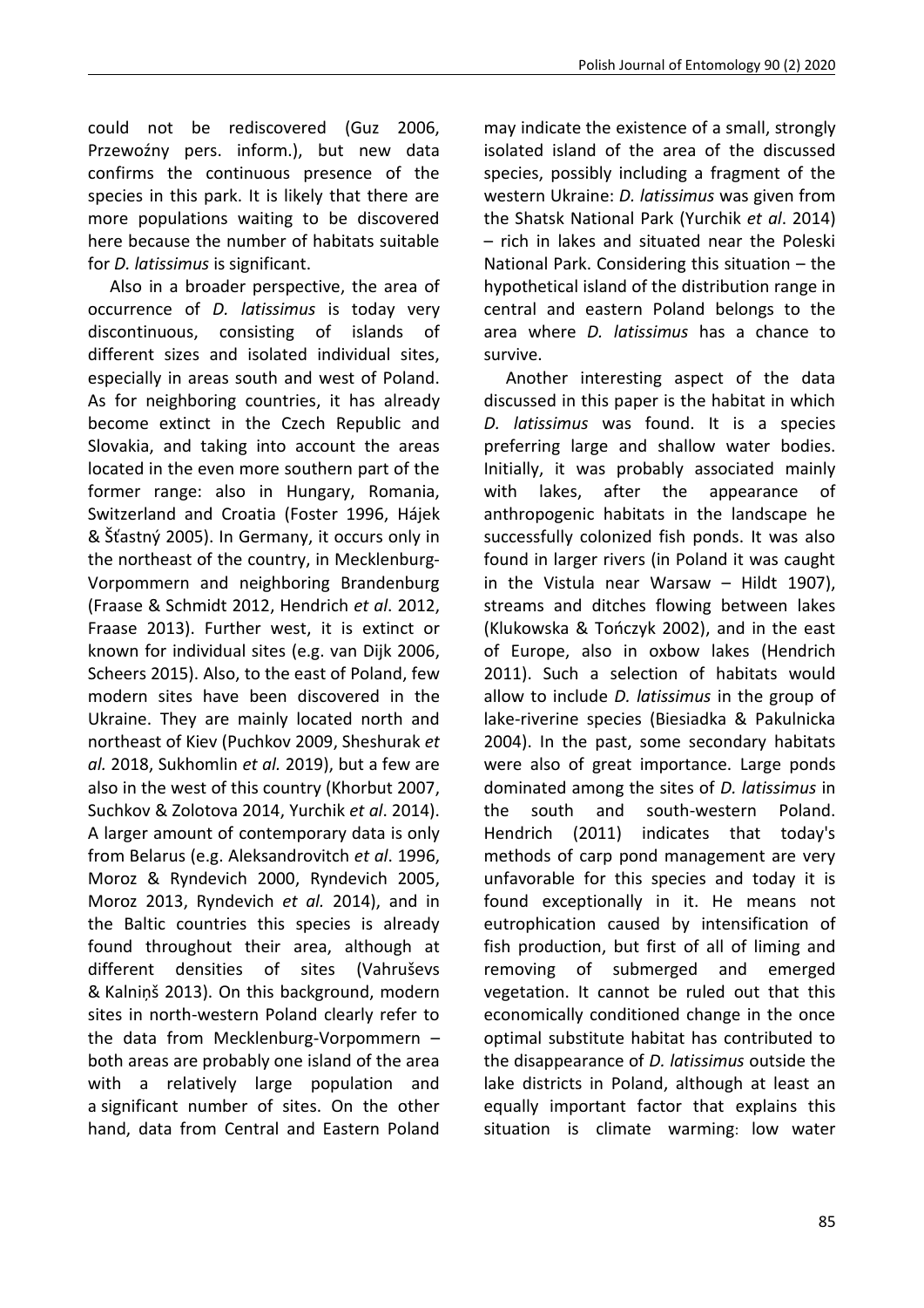could not be rediscovered (Guz 2006, Przewoźny pers. inform.), but new data confirms the continuous presence of the species in this park. It is likely that there are more populations waiting to be discovered here because the number of habitats suitable for *D. latissimus* is significant.

Also in a broader perspective, the area of occurrence of *D. latissimus* is today very discontinuous, consisting of islands of different sizes and isolated individual sites, especially in areas south and west of Poland. As for neighboring countries, it has already become extinct in the Czech Republic and Slovakia, and taking into account the areas located in the even more southern part of the former range: also in Hungary, Romania, Switzerland and Croatia (Foster 1996, Hájek & Šťastný 2005). In Germany, it occurs only in the northeast of the country, in Mecklenburg-Vorpommern and neighboring Brandenburg (Fraase & Schmidt 2012, Hendrich *et al*. 2012, Fraase 2013). Further west, it is extinct or known for individual sites (e.g. van Dijk 2006, Scheers 2015). Also, to the east of Poland, few modern sites have been discovered in the Ukraine. They are mainly located north and northeast of Kiev (Puchkov 2009, Sheshurak *et al.* 2018, Sukhomlin *et al.* 2019), but a few are also in the west of this country (Khorbut 2007, Suchkov & Zolotova 2014, Yurchik *et al*. 2014). A larger amount of contemporary data is only from Belarus (e.g. Aleksandrovitch *et al*. 1996, Moroz & Ryndevich 2000, Ryndevich 2005, Moroz 2013, Ryndevich *et al.* 2014), and in the Baltic countries this species is already found throughout their area, although at different densities of sites (Vahruševs & Kalniņš 2013). On this background, modern sites in north-western Poland clearly refer to the data from Mecklenburg-Vorpommern – both areas are probably one island of the area with a relatively large population and a significant number of sites. On the other hand, data from Central and Eastern Poland may indicate the existence of a small, strongly isolated island of the area of the discussed species, possibly including a fragment of the western Ukraine: *D. latissimus* was given from the Shatsk National Park (Yurchik *et al*. 2014) – rich in lakes and situated near the Poleski National Park. Considering this situation – the hypothetical island of the distribution range in central and eastern Poland belongs to the area where *D. latissimus* has a chance to survive.

Another interesting aspect of the data discussed in this paper is the habitat in which *D. latissimus* was found. It is a species preferring large and shallow water bodies. Initially, it was probably associated mainly with lakes, after the appearance of anthropogenic habitats in the landscape he successfully colonized fish ponds. It was also found in larger rivers (in Poland it was caught in the Vistula near Warsaw – Hildt 1907), streams and ditches flowing between lakes (Klukowska & Tończyk 2002), and in the east of Europe, also in oxbow lakes (Hendrich 2011). Such a selection of habitats would allow to include *D. latissimus* in the group of lake-riverine species (Biesiadka & Pakulnicka 2004). In the past, some secondary habitats were also of great importance. Large ponds dominated among the sites of *D. latissimus* in the south and south-western Poland. Hendrich (2011) indicates that today's methods of carp pond management are very unfavorable for this species and today it is found exceptionally in it. He means not eutrophication caused by intensification of fish production, but first of all of liming and removing of submerged and emerged vegetation. It cannot be ruled out that this economically conditioned change in the once optimal substitute habitat has contributed to the disappearance of *D. latissimus* outside the lake districts in Poland, although at least an equally important factor that explains this situation is climate warming: low water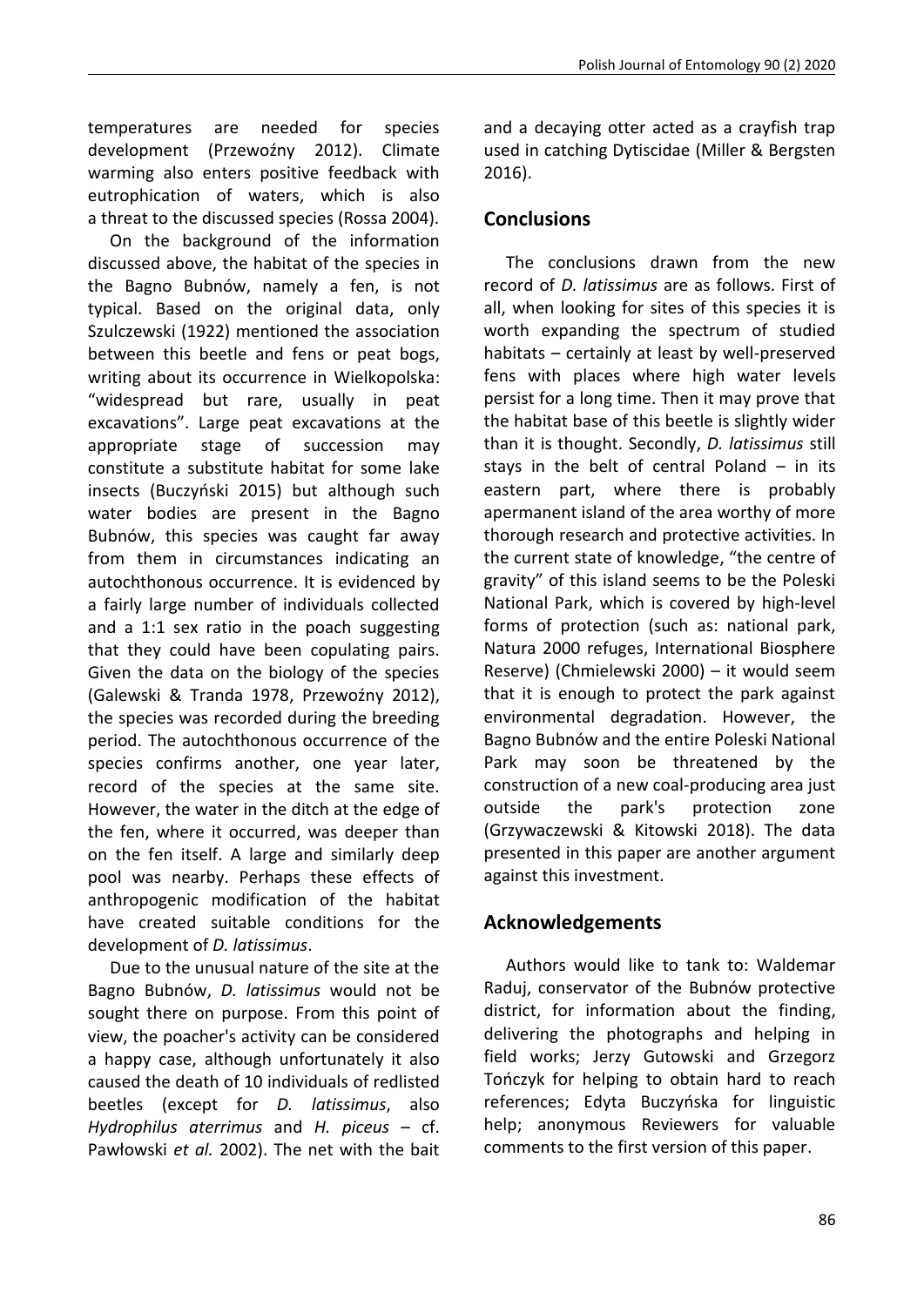temperatures are needed for species development (Przewoźny 2012). Climate warming also enters positive feedback with eutrophication of waters, which is also a threat to the discussed species (Rossa 2004).

On the background of the information discussed above, the habitat of the species in the Bagno Bubnów, namely a fen, is not typical. Based on the original data, only Szulczewski (1922) mentioned the association between this beetle and fens or peat bogs, writing about its occurrence in Wielkopolska: "widespread but rare, usually in peat excavations". Large peat excavations at the appropriate stage of succession may constitute a substitute habitat for some lake insects (Buczyński 2015) but although such water bodies are present in the Bagno Bubnów, this species was caught far away from them in circumstances indicating an autochthonous occurrence. It is evidenced by a fairly large number of individuals collected and a 1:1 sex ratio in the poach suggesting that they could have been copulating pairs. Given the data on the biology of the species (Galewski & Tranda 1978, Przewoźny 2012), the species was recorded during the breeding period. The autochthonous occurrence of the species confirms another, one year later, record of the species at the same site. However, the water in the ditch at the edge of the fen, where it occurred, was deeper than on the fen itself. A large and similarly deep pool was nearby. Perhaps these effects of anthropogenic modification of the habitat have created suitable conditions for the development of *D. latissimus*.

Due to the unusual nature of the site at the Bagno Bubnów, *D. latissimus* would not be sought there on purpose. From this point of view, the poacher's activity can be considered a happy case, although unfortunately it also caused the death of 10 individuals of redlisted beetles (except for *D. latissimus*, also *Hydrophilus aterrimus* and *H. piceus* – cf. Pawłowski *et al.* 2002). The net with the bait and a decaying otter acted as a crayfish trap used in catching Dytiscidae (Miller & Bergsten 2016).

## Conclusions

The conclusions drawn from the new record of *D. latissimus* are as follows. First of all, when looking for sites of this species it is worth expanding the spectrum of studied habitats – certainly at least by well-preserved fens with places where high water levels persist for a long time. Then it may prove that the habitat base of this beetle is slightly wider than it is thought. Secondly, *D. latissimus* still stays in the belt of central Poland – in its eastern part, where there is probably apermanent island of the area worthy of more thorough research and protective activities. In the current state of knowledge, "the centre of gravity" of this island seems to be the Poleski National Park, which is covered by high-level forms of protection (such as: national park, Natura 2000 refuges, International Biosphere Reserve) (Chmielewski 2000) – it would seem that it is enough to protect the park against environmental degradation. However, the Bagno Bubnów and the entire Poleski National Park may soon be threatened by the construction of a new coal-producing area just outside the park's protection zone (Grzywaczewski & Kitowski 2018). The data presented in this paper are another argument against this investment.

## Acknowledgements

Authors would like to tank to: Waldemar Raduj, conservator of the Bubnów protective district, for information about the finding, delivering the photographs and helping in field works; Jerzy Gutowski and Grzegorz Tończyk for helping to obtain hard to reach references; Edyta Buczyńska for linguistic help; anonymous Reviewers for valuable comments to the first version of this paper.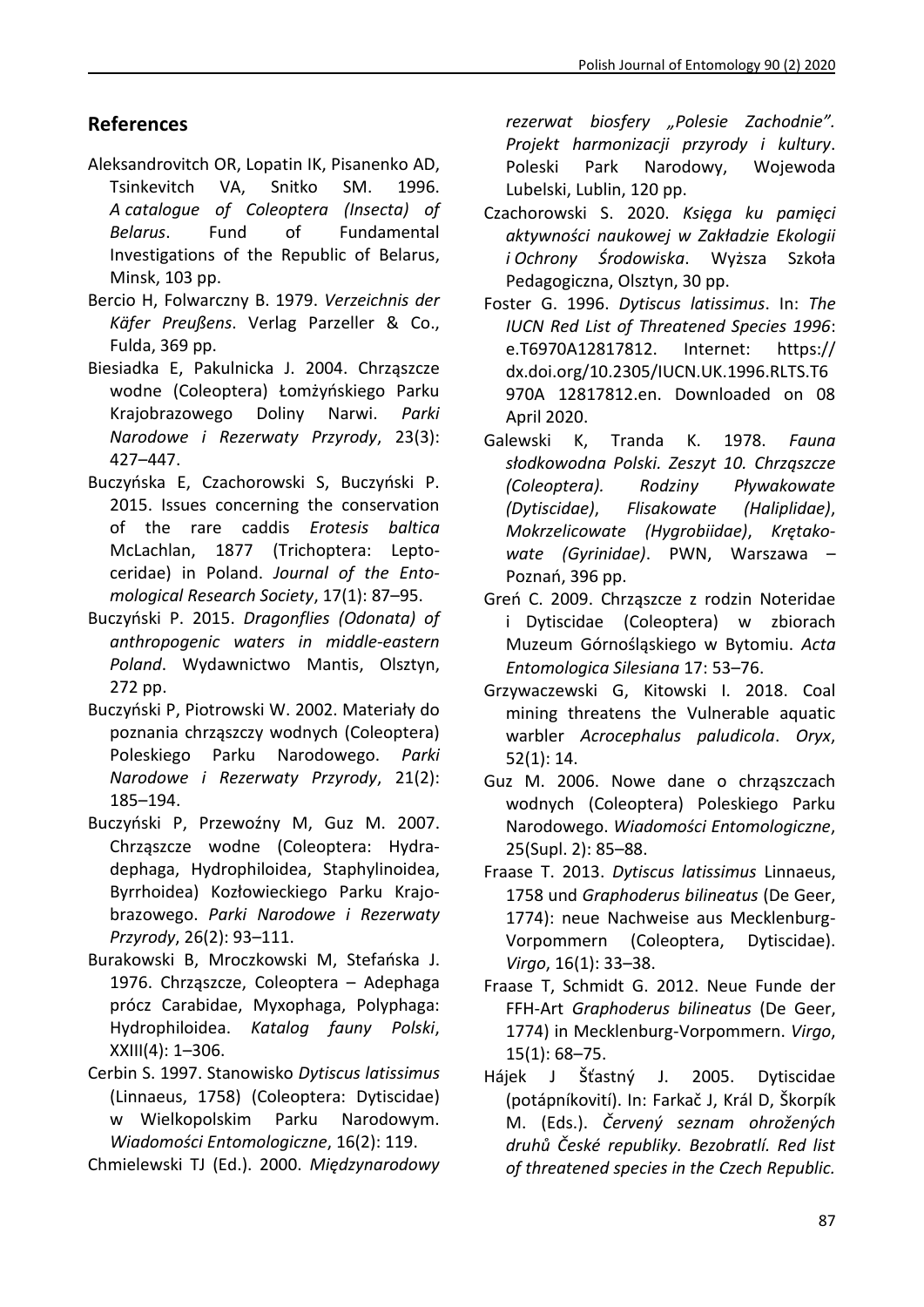## References

Aleksandrovitch OR, Lopatin IK, Pisanenko AD, Tsinkevitch VA, Snitko SM. 1996. *A catalogue of Coleoptera (Insecta) of Belarus*. Fund of Fundamental Investigations of the Republic of Belarus, Minsk, 103 pp.

Bercio H, Folwarczny B. 1979. *Verzeichnis der Käfer Preußens*. Verlag Parzeller & Co., Fulda, 369 pp.

Biesiadka E, Pakulnicka J. 2004. Chrząszcze wodne (Coleoptera) Łomżyńskiego Parku Krajobrazowego Doliny Narwi. *Parki Narodowe i Rezerwaty Przyrody*, 23(3): 427–447.

Buczyńska E, Czachorowski S, Buczyński P. 2015. Issues concerning the conservation of the rare caddis *Erotesis baltica* McLachlan, 1877 (Trichoptera: Leptoceridae) in Poland. *Journal of the Entomological Research Society*, 17(1): 87–95.

Buczyński P. 2015. *Dragonflies (Odonata) of anthropogenic waters in middle-eastern Poland*. Wydawnictwo Mantis, Olsztyn, 272 pp.

Buczyński P, Piotrowski W. 2002. Materiały do poznania chrząszczy wodnych (Coleoptera) Poleskiego Parku Narodowego. *Parki Narodowe i Rezerwaty Przyrody*, 21(2): 185–194.

Buczyński P, Przewoźny M, Guz M. 2007. Chrząszcze wodne (Coleoptera: Hydradephaga, Hydrophiloidea, Staphylinoidea, Byrrhoidea) Kozłowieckiego Parku Krajobrazowego. *Parki Narodowe i Rezerwaty Przyrody*, 26(2): 93–111.

Burakowski B, Mroczkowski M, Stefańska J. 1976. Chrząszcze, Coleoptera – Adephaga prócz Carabidae, Myxophaga, Polyphaga: Hydrophiloidea. *Katalog fauny Polski*, XXIII(4): 1–306.

Cerbin S. 1997. Stanowisko *Dytiscus latissimus* (Linnaeus, 1758) (Coleoptera: Dytiscidae) w Wielkopolskim Parku Narodowym. *Wiadomości Entomologiczne*, 16(2): 119.

Chmielewski TJ (Ed.). 2000. *Międzynarodowy rezerwat biosfery „Polesie Zachodnie". Projekt harmonizacji przyrody i kultury*. Poleski Park Narodowy, Wojewoda Lubelski, Lublin, 120 pp.

Czachorowski S. 2020. *Księga ku pamięci aktywności naukowej w Zakładzie Ekologii i Ochrony Środowiska*. Wyższa Szkoła Pedagogiczna, Olsztyn, 30 pp.

Foster G. 1996. *Dytiscus latissimus*. In: *The IUCN Red List of Threatened Species 1996*: e.T6970A12817812. Internet: https://dx.doi.org/10.2305/IUCN.UK.1996.RLTS.T6970A 12817812.en. Downloaded on 08 April 2020.

Galewski K, Tranda K. 1978. *Fauna słodkowodna Polski. Zeszyt 10. Chrząszcze (Coleoptera). Rodziny Pływakowate (Dytiscidae), Flisakowate (Haliplidae), Mokrzelicowate (Hygrobiidae), Krętakowate (Gyrinidae)*. PWN, Warszawa – Poznań, 396 pp.

Greń C. 2009. Chrząszcze z rodzin Noteridae i Dytiscidae (Coleoptera) w zbiorach Muzeum Górnośląskiego w Bytomiu. *Acta Entomologica Silesiana* 17: 53–76.

Grzywaczewski G, Kitowski I. 2018. Coal mining threatens the Vulnerable aquatic warbler *Acrocephalus paludicola*. *Oryx*, 52(1): 14.

Guz M. 2006. Nowe dane o chrząszczach wodnych (Coleoptera) Poleskiego Parku Narodowego. *Wiadomości Entomologiczne*, 25(Supl. 2): 85–88.

Fraase T. 2013. *Dytiscus latissimus* Linnaeus, 1758 und *Graphoderus bilineatus* (De Geer, 1774): neue Nachweise aus Mecklenburg-Vorpommern (Coleoptera, Dytiscidae). *Virgo*, 16(1): 33–38.

Fraase T, Schmidt G. 2012. Neue Funde der FFH-Art *Graphoderus bilineatus* (De Geer, 1774) in Mecklenburg-Vorpommern. *Virgo*, 15(1): 68–75.

Hájek J Šťastný J. 2005. Dytiscidae (potápníkovití). In: Farkač J, Král D, Škorpík M. (Eds.). *Červený seznam ohrožených druhů České republiky. Bezobratlí. Red list of threatened species in the Czech Republic.*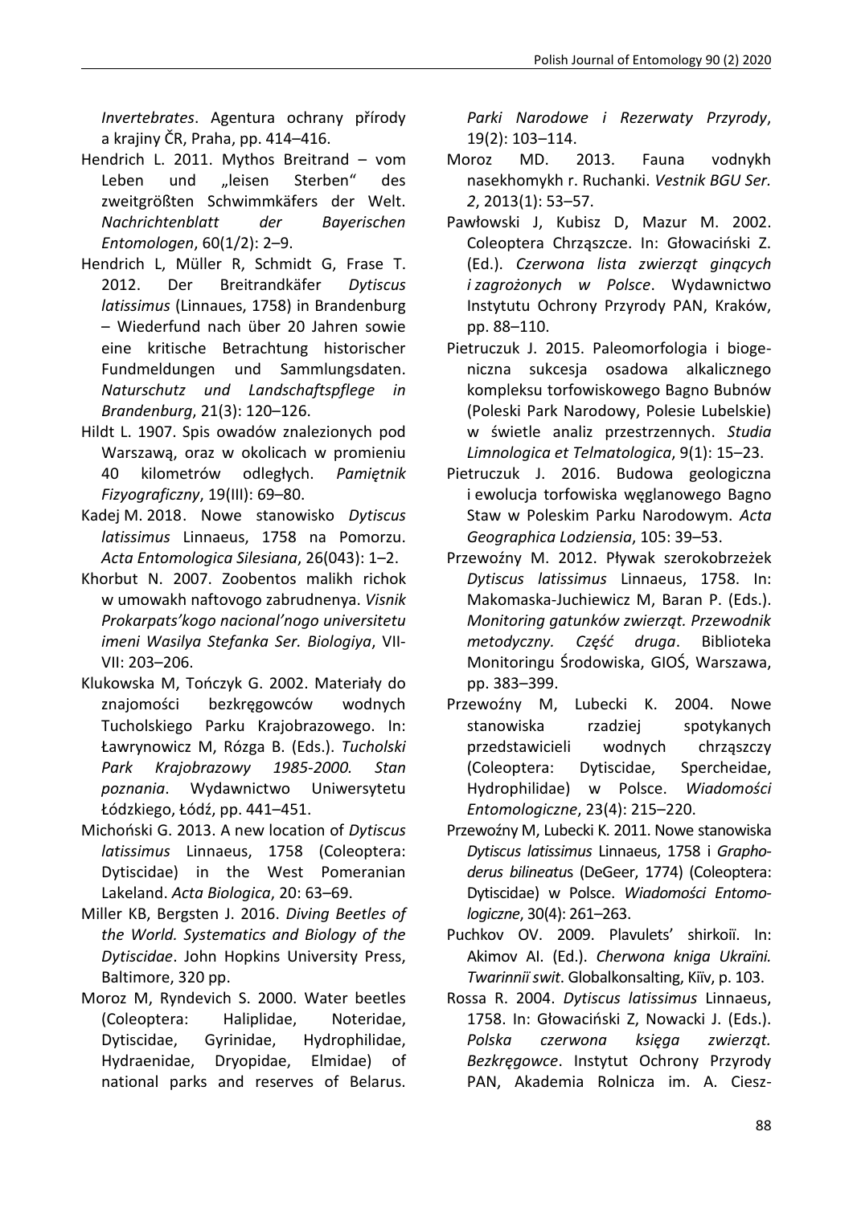*Invertebrates*. Agentura ochrany přírody a krajiny ČR, Praha, pp. 414–416.

Hendrich L. 2011. Mythos Breitrand – vom Leben und „leisen Sterben" des zweitgrößten Schwimmkäfers der Welt. *Nachrichtenblatt der Bayerischen Entomologen*, 60(1/2): 2–9.

Hendrich L, Müller R, Schmidt G, Frase T. 2012. Der Breitrandkäfer *Dytiscus latissimus* (Linnaues, 1758) in Brandenburg – Wiederfund nach über 20 Jahren sowie eine kritische Betrachtung historischer Fundmeldungen und Sammlungsdaten. *Naturschutz und Landschaftspflege in Brandenburg*, 21(3): 120–126.

Hildt L. 1907. Spis owadów znalezionych pod Warszawą, oraz w okolicach w promieniu 40 kilometrów odległych. *Pamiętnik Fizyograficzny*, 19(III): 69–80.

Kadej M. 2018. Nowe stanowisko *Dytiscus latissimus* Linnaeus, 1758 na Pomorzu. *Acta Entomologica Silesiana*, 26(043): 1–2.

Khorbut N. 2007. Zoobentos malikh richok w umowakh naftovogo zabrudnenya. *Visnik Prokarpats'kogo nacional'nogo universitetu imeni Wasilya Stefanka Ser. Biologiya*, VII-VII: 203–206.

Klukowska M, Tończyk G. 2002. Materiały do znajomości bezkręgowców wodnych Tucholskiego Parku Krajobrazowego. In: Ławrynowicz M, Rózga B. (Eds.). *Tucholski Park Krajobrazowy 1985-2000. Stan poznania*. Wydawnictwo Uniwersytetu Łódzkiego, Łódź, pp. 441–451.

Michoński G. 2013. A new location of *Dytiscus latissimus* Linnaeus, 1758 (Coleoptera: Dytiscidae) in the West Pomeranian Lakeland. *Acta Biologica*, 20: 63–69.

Miller KB, Bergsten J. 2016. *Diving Beetles of the World. Systematics and Biology of the Dytiscidae*. John Hopkins University Press, Baltimore, 320 pp.

Moroz M, Ryndevich S. 2000. Water beetles (Coleoptera: Haliplidae, Noteridae, Dytiscidae, Gyrinidae, Hydrophilidae, Hydraenidae, Dryopidae, Elmidae) of national parks and reserves of Belarus. *Parki Narodowe i Rezerwaty Przyrody*, 19(2): 103–114.

Moroz MD. 2013. Fauna vodnykh nasekhomykh r. Ruchanki. *Vestnik BGU Ser. 2*, 2013(1): 53–57.

Pawłowski J, Kubisz D, Mazur M. 2002. Coleoptera Chrząszcze. In: Głowaciński Z. (Ed.). *Czerwona lista zwierząt ginących i zagrożonych w Polsce*. Wydawnictwo Instytutu Ochrony Przyrody PAN, Kraków, pp. 88–110.

Pietruczuk J. 2015. Paleomorfologia i biogeniczna sukcesja osadowa alkalicznego kompleksu torfowiskowego Bagno Bubnów (Poleski Park Narodowy, Polesie Lubelskie) w świetle analiz przestrzennych. *Studia Limnologica et Telmatologica*, 9(1): 15–23.

Pietruczuk J. 2016. Budowa geologiczna i ewolucja torfowiska węglanowego Bagno Staw w Poleskim Parku Narodowym. *Acta Geographica Lodziensia*, 105: 39–53.

Przewoźny M. 2012. Pływak szerokobrzeżek *Dytiscus latissimus* Linnaeus, 1758. In: Makomaska-Juchiewicz M, Baran P. (Eds.). *Monitoring gatunków zwierząt. Przewodnik metodyczny. Część druga*. Biblioteka Monitoringu Środowiska, GIOŚ, Warszawa, pp. 383–399.

Przewoźny M, Lubecki K. 2004. Nowe stanowiska rzadziej spotykanych przedstawicieli wodnych chrząszczy (Coleoptera: Dytiscidae, Spercheidae, Hydrophilidae) w Polsce. *Wiadomości Entomologiczne*, 23(4): 215–220.

Przewoźny M, Lubecki K. 2011. Nowe stanowiska *Dytiscus latissimus* Linnaeus, 1758 i *Graphoderus bilineatus* (DeGeer, 1774) (Coleoptera: Dytiscidae) w Polsce. *Wiadomości Entomologiczne*, 30(4): 261–263.

Puchkov OV. 2009. Plavulets' shirkoiï. In: Akimov AI. (Ed.). *Cherwona kniga Ukraïni. Twarinniï swit*. Globalkonsalting, Kiïv, p. 103.

Rossa R. 2004. *Dytiscus latissimus* Linnaeus, 1758. In: Głowaciński Z, Nowacki J. (Eds.). *Polska czerwona księga zwierząt. Bezkręgowce*. Instytut Ochrony Przyrody PAN, Akademia Rolnicza im. A. Ciesz-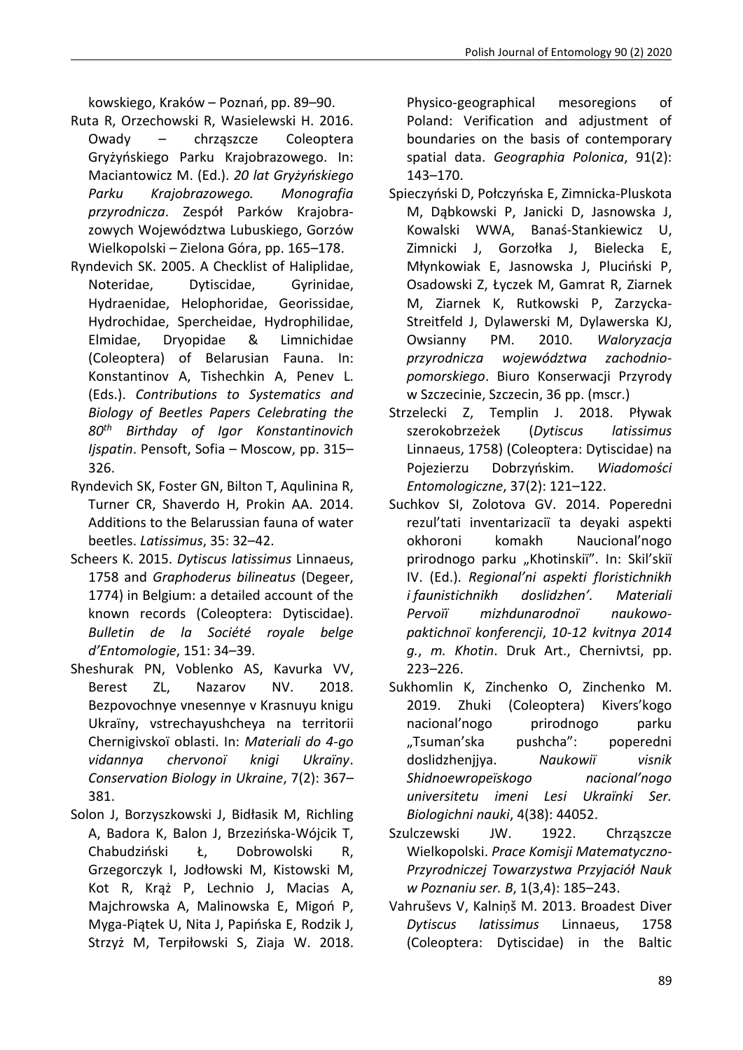kowskiego, Kraków – Poznań, pp. 89–90.

Ruta R, Orzechowski R, Wasielewski H. 2016. Owady – chrząszcze Coleoptera Gryżyńskiego Parku Krajobrazowego. In: Maciantowicz M. (Ed.). *20 lat Gryżyńskiego Parku Krajobrazowego. Monografia przyrodnicza*. Zespół Parków Krajobrazowych Województwa Lubuskiego, Gorzów Wielkopolski – Zielona Góra, pp. 165–178.

Ryndevich SK. 2005. A Checklist of Haliplidae, Noteridae, Dytiscidae, Gyrinidae, Hydraenidae, Helophoridae, Georissidae, Hydrochidae, Spercheidae, Hydrophilidae, Elmidae, Dryopidae & Limnichidae (Coleoptera) of Belarusian Fauna. In: Konstantinov A, Tishechkin A, Penev L. (Eds.). *Contributions to Systematics and Biology of Beetles Papers Celebrating the 80th Birthday of Igor Konstantinovich Ijspatin*. Pensoft, Sofia – Moscow, pp. 315–326.

Ryndevich SK, Foster GN, Bilton T, Aqulinina R, Turner CR, Shaverdo H, Prokin AA. 2014. Additions to the Belarussian fauna of water beetles. *Latissimus*, 35: 32–42.

Scheers K. 2015. *Dytiscus latissimus* Linnaeus, 1758 and *Graphoderus bilineatus* (Degeer, 1774) in Belgium: a detailed account of the known records (Coleoptera: Dytiscidae). *Bulletin de la Société royale belge d'Entomologie*, 151: 34–39.

Sheshurak PN, Voblenko AS, Kavurka VV, Berest ZL, Nazarov NV. 2018. Bezpovochnye vnesennye v Krasnuyu knigu Ukraïny, vstrechayushcheya na territorii Chernigivskoï oblasti. In: *Materiali do 4-go vidannya chervonoï knigi Ukraïny*. *Conservation Biology in Ukraine*, 7(2): 367–381.

Solon J, Borzyszkowski J, Bidłasik M, Richling A, Badora K, Balon J, Brzezińska-Wójcik T, Chabudziński Ł, Dobrowolski R, Grzegorczyk I, Jodłowski M, Kistowski M, Kot R, Krąż P, Lechnio J, Macias A, Majchrowska A, Malinowska E, Migoń P, Myga-Piątek U, Nita J, Papińska E, Rodzik J, Strzyż M, Terpiłowski S, Ziaja W. 2018. Physico-geographical mesoregions of Poland: Verification and adjustment of boundaries on the basis of contemporary spatial data. *Geographia Polonica*, 91(2): 143–170.

Spieczyński D, Połczyńska E, Zimnicka-Pluskota M, Dąbkowski P, Janicki D, Jasnowska J, Kowalski WWA, Banaś-Stankiewicz U, Zimnicki J, Gorzołka J, Bielecka E, Młynkowiak E, Jasnowska J, Pluciński P, Osadowski Z, Łyczek M, Gamrat R, Ziarnek M, Ziarnek K, Rutkowski P, Zarzycka-Streitfeld J, Dylawerski M, Dylawerska KJ, Owsianny PM. 2010. *Waloryzacja przyrodnicza województwa zachodnio-pomorskiego*. Biuro Konserwacji Przyrody w Szczecinie, Szczecin, 36 pp. (mscr.)

Strzelecki Z, Templin J. 2018. Pływak szerokobrzeżek (*Dytiscus latissimus* Linnaeus, 1758) (Coleoptera: Dytiscidae) na Pojezierzu Dobrzyńskim. *Wiadomości Entomologiczne*, 37(2): 121–122.

Suchkov SI, Zolotova GV. 2014. Poperedni rezul'tati inventarizaciï ta deyaki aspekti okhoroni komakh Naucional'nogo prirodnogo parku „Khotinskii". In: Skil'skiï IV. (Ed.). *Regional'ni aspekti floristichnikh i faunistichnikh doslidzhen'. Materiali Pervoiï mizhdunarodnoï naukowo-paktichnoï konferencji*, *10-12 kvitnya 2014 g.*, *m. Khotin*. Druk Art., Chernivtsi, pp. 223–226.

Sukhomlin K, Zinchenko O, Zinchenko M. 2019. Zhuki (Coleoptera) Kivers'kogo nacional'nogo prirodnogo parku „Tsuman'ska pushcha": poperedni doslidzhenjjya. *Naukowiï visnik Shidnoewropeïskogo nacional'nogo universitetu imeni Lesi Ukraïnki Ser. Biologichni nauki*, 4(38): 44052.

Szulczewski JW. 1922. Chrząszcze Wielkopolski. *Prace Komisji Matematyczno-Przyrodniczej Towarzystwa Przyjaciół Nauk w Poznaniu ser. B*, 1(3,4): 185–243.

Vahruševs V, Kalniņš M. 2013. Broadest Diver *Dytiscus latissimus* Linnaeus, 1758 (Coleoptera: Dytiscidae) in the Baltic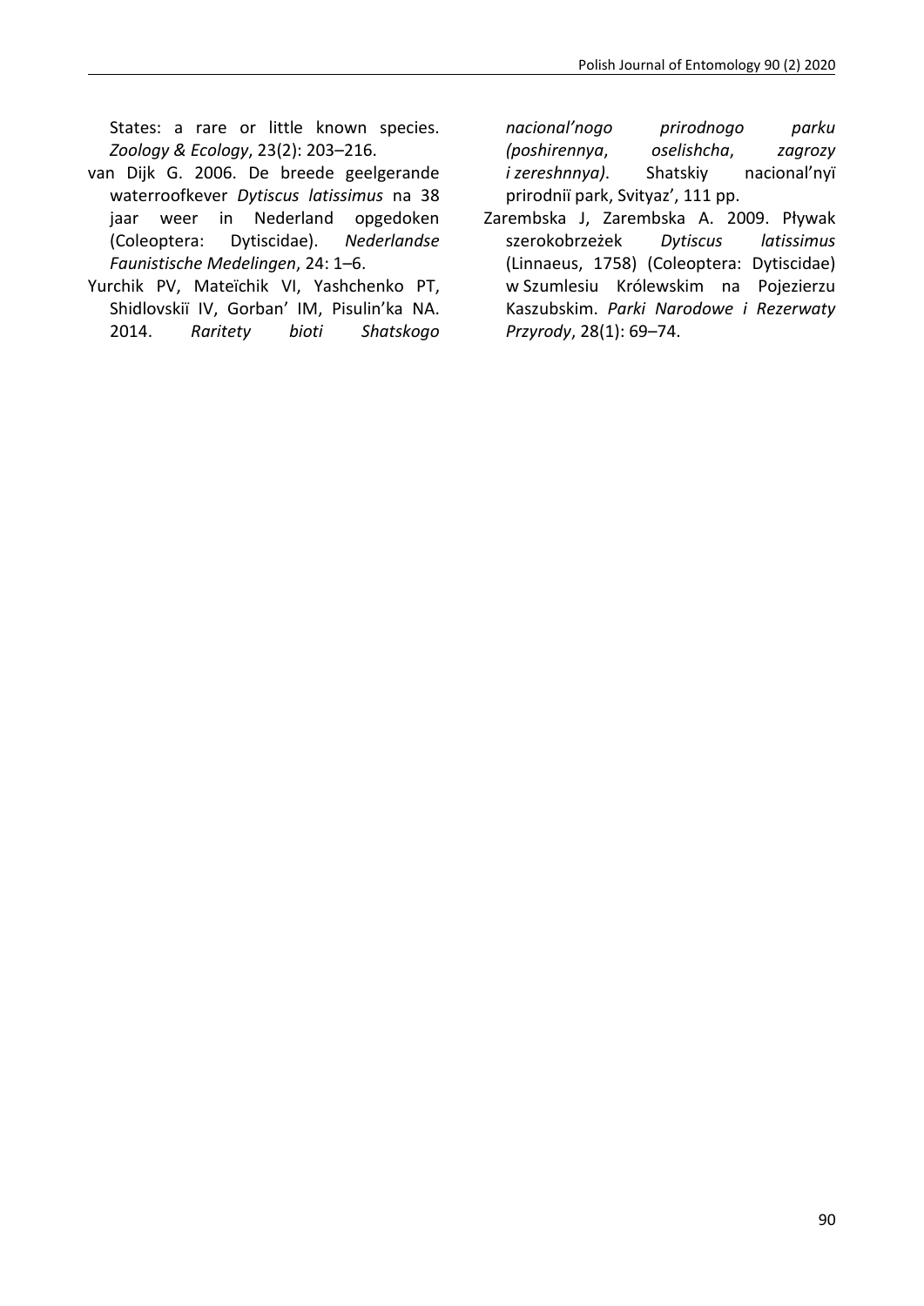States: a rare or little known species. *Zoology & Ecology*, 23(2): 203–216.

van Dijk G. 2006. De breede geelgerande waterroofkever *Dytiscus latissimus* na 38 jaar weer in Nederland opgedoken (Coleoptera: Dytiscidae). *Nederlandse Faunistische Medelingen*, 24: 1–6.

Yurchik PV, Mateïchik VI, Yashchenko PT, Shidlovskiï IV, Gorban' IM, Pisulin'ka NA. 2014. *Raritety bioti Shatskogo nacional'nogo prirodnogo parku (poshirennya, oselishcha, zagrozy i zereshnnya)*. Shatskiy nacional'nyï prirodniï park, Svityaz', 111 pp.

Zarembska J, Zarembska A. 2009. Pływak szerokobrzeżek *Dytiscus latissimus* (Linnaeus, 1758) (Coleoptera: Dytiscidae) w Szumlesiu Królewskim na Pojezierzu Kaszubskim. *Parki Narodowe i Rezerwaty Przyrody*, 28(1): 69–74.